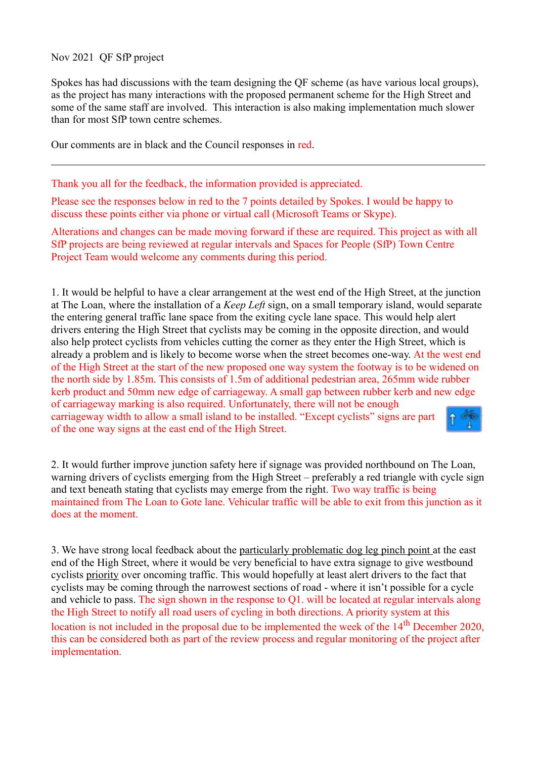Nov 2021 QF SfP project

Spokes has had discussions with the team designing the QF scheme (as have various local groups), as the project has many interactions with the proposed permanent scheme for the High Street and some of the same staff are involved. This interaction is also making implementation much slower than for most SfP town centre schemes.

Our comments are in black and the Council responses in red.

---

Thank you all for the feedback, the information provided is appreciated.

Please see the responses below in red to the 7 points detailed by Spokes. I would be happy to discuss these points either via phone or virtual call (Microsoft Teams or Skype).

Alterations and changes can be made moving forward if these are required. This project as with all SfP projects are being reviewed at regular intervals and Spaces for People (SfP) Town Centre Project Team would welcome any comments during this period.

1. It would be helpful to have a clear arrangement at the west end of the High Street, at the junction at The Loan, where the installation of a *Keep Left* sign, on a small temporary island, would separate the entering general traffic lane space from the exiting cycle lane space. This would help alert drivers entering the High Street that cyclists may be coming in the opposite direction, and would also help protect cyclists from vehicles cutting the corner as they enter the High Street, which is already a problem and is likely to become worse when the street becomes one-way. At the west end of the High Street at the start of the new proposed one way system the footway is to be widened on the north side by 1.85m. This consists of 1.5m of additional pedestrian area, 265mm wide rubber kerb product and 50mm new edge of carriageway. A small gap between rubber kerb and new edge of carriageway marking is also required. Unfortunately, there will not be enough carriageway width to allow a small island to be installed. "Except cyclists" signs are part of the one way signs at the east end of the High Street.

2. It would further improve junction safety here if signage was provided northbound on The Loan, warning drivers of cyclists emerging from the High Street – preferably a red triangle with cycle sign and text beneath stating that cyclists may emerge from the right. Two way traffic is being maintained from The Loan to Gote lane. Vehicular traffic will be able to exit from this junction as it does at the moment.

3. We have strong local feedback about the <u>particularly problematic dog leg pinch point</u> at the east end of the High Street, where it would be very beneficial to have extra signage to give westbound cyclists <u>priority</u> over oncoming traffic. This would hopefully at least alert drivers to the fact that cyclists may be coming through the narrowest sections of road - where it isn't possible for a cycle and vehicle to pass. The sign shown in the response to Q1. will be located at regular intervals along the High Street to notify all road users of cycling in both directions. A priority system at this location is not included in the proposal due to be implemented the week of the 14th December 2020, this can be considered both as part of the review process and regular monitoring of the project after implementation.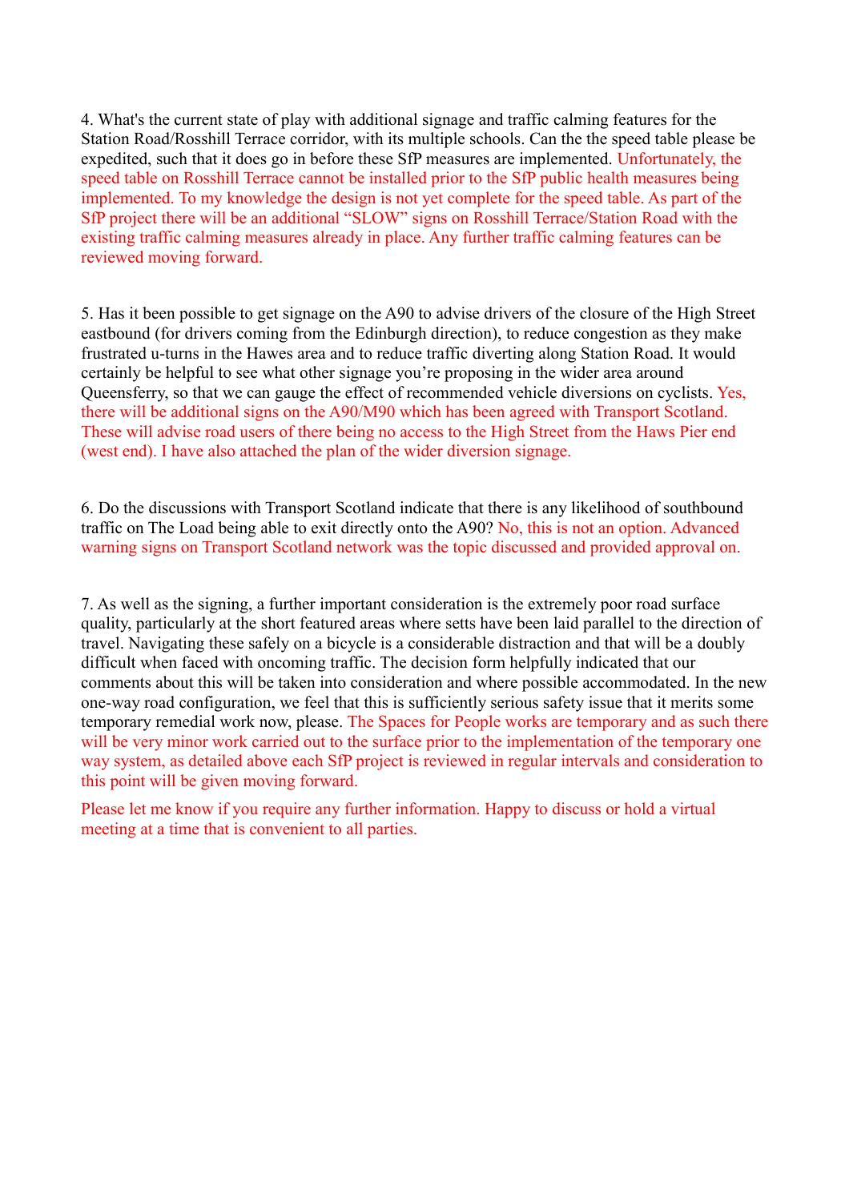4. What's the current state of play with additional signage and traffic calming features for the Station Road/Rosshill Terrace corridor, with its multiple schools. Can the the speed table please be expedited, such that it does go in before these SfP measures are implemented. Unfortunately, the speed table on Rosshill Terrace cannot be installed prior to the SfP public health measures being implemented. To my knowledge the design is not yet complete for the speed table. As part of the SfP project there will be an additional "SLOW" signs on Rosshill Terrace/Station Road with the existing traffic calming measures already in place. Any further traffic calming features can be reviewed moving forward.

5. Has it been possible to get signage on the A90 to advise drivers of the closure of the High Street eastbound (for drivers coming from the Edinburgh direction), to reduce congestion as they make frustrated u-turns in the Hawes area and to reduce traffic diverting along Station Road. It would certainly be helpful to see what other signage you're proposing in the wider area around Queensferry, so that we can gauge the effect of recommended vehicle diversions on cyclists. Yes, there will be additional signs on the A90/M90 which has been agreed with Transport Scotland. These will advise road users of there being no access to the High Street from the Haws Pier end (west end). I have also attached the plan of the wider diversion signage.

6. Do the discussions with Transport Scotland indicate that there is any likelihood of southbound traffic on The Loan being able to exit directly onto the A90? No, this is not an option. Advanced warning signs on Transport Scotland network was the topic discussed and provided approval on.

7. As well as the signing, a further important consideration is the extremely poor road surface quality, particularly at the short featured areas where setts have been laid parallel to the direction of travel. Navigating these safely on a bicycle is a considerable distraction and that will be a doubly difficult when faced with oncoming traffic. The decision form helpfully indicated that our comments about this will be taken into consideration and where possible accommodated. In the new one-way road configuration, we feel that this is sufficiently serious safety issue that it merits some temporary remedial work now, please. The Spaces for People works are temporary and as such there will be very minor work carried out to the surface prior to the implementation of the temporary one way system, as detailed above each SfP project is reviewed in regular intervals and consideration to this point will be given moving forward.

Please let me know if you require any further information. Happy to discuss or hold a virtual meeting at a time that is convenient to all parties.